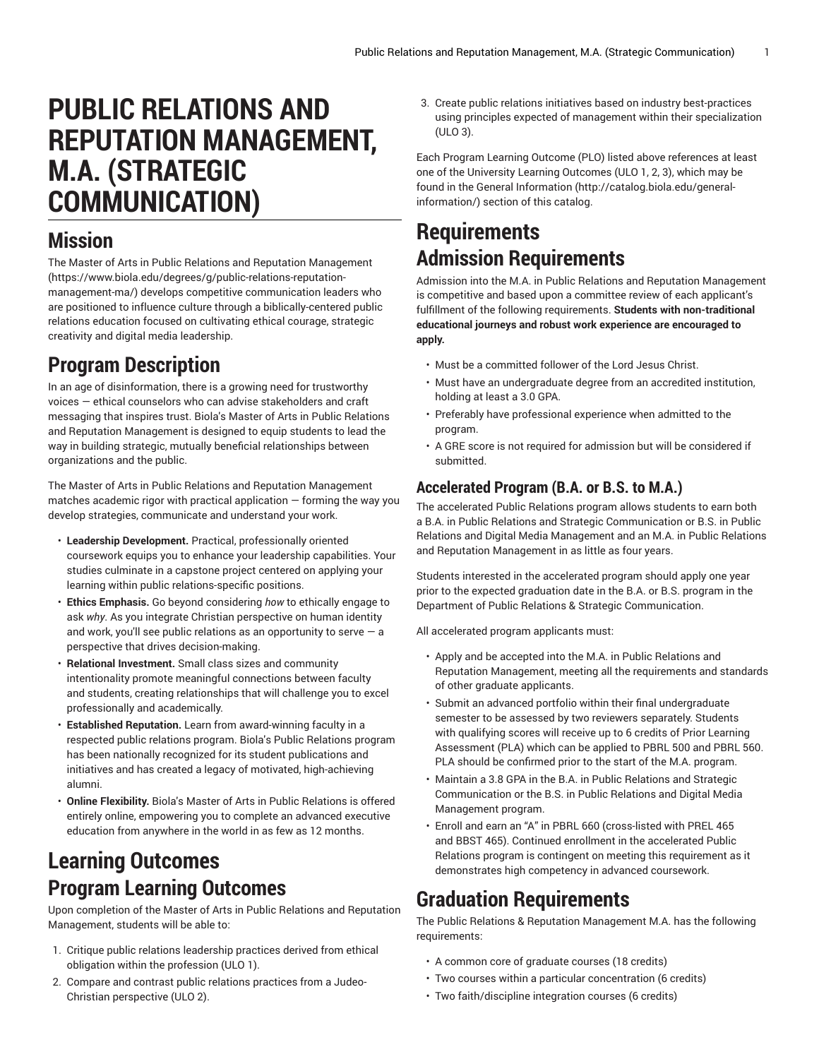# PUBLIC RELATIONS AND REPUTATION MANAGEMENT, M.A. (STRATEGIC COMMUNICATION)

## Mission

The Master of Arts in Public Relations and Reputation Management (https://www.biola.edu/degrees/g/public-relations-reputation-management-ma/) develops competitive communication leaders who are positioned to influence culture through a biblically-centered public relations education focused on cultivating ethical courage, strategic creativity and digital media leadership.

## Program Description

In an age of disinformation, there is a growing need for trustworthy voices — ethical counselors who can advise stakeholders and craft messaging that inspires trust. Biola's Master of Arts in Public Relations and Reputation Management is designed to equip students to lead the way in building strategic, mutually beneficial relationships between organizations and the public.

The Master of Arts in Public Relations and Reputation Management matches academic rigor with practical application — forming the way you develop strategies, communicate and understand your work.

- **Leadership Development.** Practical, professionally oriented coursework equips you to enhance your leadership capabilities. Your studies culminate in a capstone project centered on applying your learning within public relations-specific positions.
- **Ethics Emphasis.** Go beyond considering *how* to ethically engage to ask *why*. As you integrate Christian perspective on human identity and work, you'll see public relations as an opportunity to serve — a perspective that drives decision-making.
- **Relational Investment.** Small class sizes and community intentionality promote meaningful connections between faculty and students, creating relationships that will challenge you to excel professionally and academically.
- **Established Reputation.** Learn from award-winning faculty in a respected public relations program. Biola's Public Relations program has been nationally recognized for its student publications and initiatives and has created a legacy of motivated, high-achieving alumni.
- **Online Flexibility.** Biola's Master of Arts in Public Relations is offered entirely online, empowering you to complete an advanced executive education from anywhere in the world in as few as 12 months.

## Learning Outcomes

### Program Learning Outcomes

Upon completion of the Master of Arts in Public Relations and Reputation Management, students will be able to:

1. Critique public relations leadership practices derived from ethical obligation within the profession (ULO 1).
2. Compare and contrast public relations practices from a Judeo-Christian perspective (ULO 2).
3. Create public relations initiatives based on industry best-practices using principles expected of management within their specialization (ULO 3).

Each Program Learning Outcome (PLO) listed above references at least one of the University Learning Outcomes (ULO 1, 2, 3), which may be found in the General Information (http://catalog.biola.edu/general-information/) section of this catalog.

## Requirements

### Admission Requirements

Admission into the M.A. in Public Relations and Reputation Management is competitive and based upon a committee review of each applicant's fulfillment of the following requirements. **Students with non-traditional educational journeys and robust work experience are encouraged to apply.**

- Must be a committed follower of the Lord Jesus Christ.
- Must have an undergraduate degree from an accredited institution, holding at least a 3.0 GPA.
- Preferably have professional experience when admitted to the program.
- A GRE score is not required for admission but will be considered if submitted.

#### Accelerated Program (B.A. or B.S. to M.A.)

The accelerated Public Relations program allows students to earn both a B.A. in Public Relations and Strategic Communication or B.S. in Public Relations and Digital Media Management and an M.A. in Public Relations and Reputation Management in as little as four years.

Students interested in the accelerated program should apply one year prior to the expected graduation date in the B.A. or B.S. program in the Department of Public Relations & Strategic Communication.

All accelerated program applicants must:

- Apply and be accepted into the M.A. in Public Relations and Reputation Management, meeting all the requirements and standards of other graduate applicants.
- Submit an advanced portfolio within their final undergraduate semester to be assessed by two reviewers separately. Students with qualifying scores will receive up to 6 credits of Prior Learning Assessment (PLA) which can be applied to PBRL 500 and PBRL 560. PLA should be confirmed prior to the start of the M.A. program.
- Maintain a 3.8 GPA in the B.A. in Public Relations and Strategic Communication or the B.S. in Public Relations and Digital Media Management program.
- Enroll and earn an "A" in PBRL 660 (cross-listed with PREL 465 and BBST 465). Continued enrollment in the accelerated Public Relations program is contingent on meeting this requirement as it demonstrates high competency in advanced coursework.

## Graduation Requirements

The Public Relations & Reputation Management M.A. has the following requirements:

- A common core of graduate courses (18 credits)
- Two courses within a particular concentration (6 credits)
- Two faith/discipline integration courses (6 credits)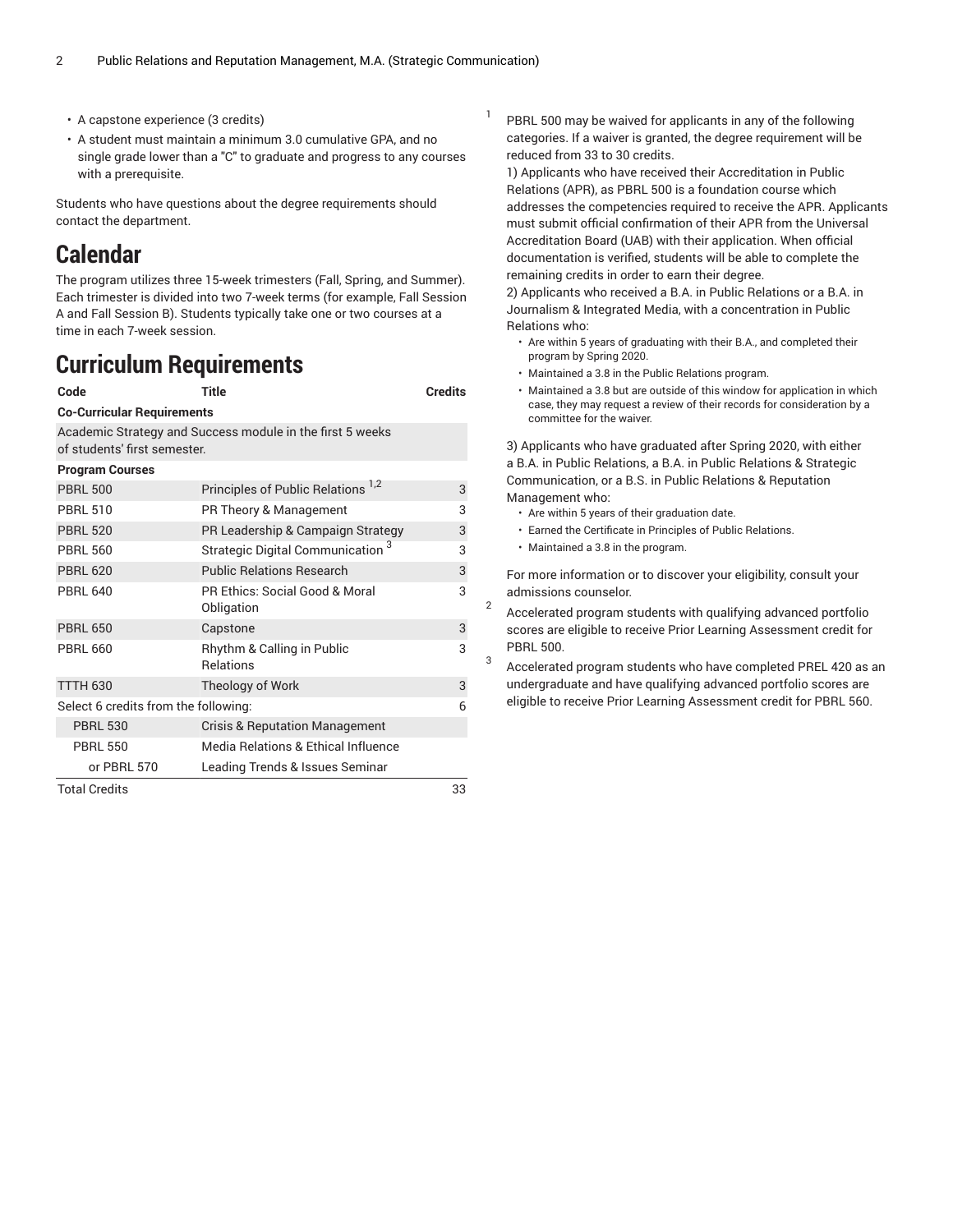- A capstone experience (3 credits)
- A student must maintain a minimum 3.0 cumulative GPA, and no single grade lower than a "C" to graduate and progress to any courses with a prerequisite.

Students who have questions about the degree requirements should contact the department.

# Calendar

The program utilizes three 15-week trimesters (Fall, Spring, and Summer). Each trimester is divided into two 7-week terms (for example, Fall Session A and Fall Session B). Students typically take one or two courses at a time in each 7-week session.

# Curriculum Requirements

| Code | Title | Credits |
|---|---|---|
| **Co-Curricular Requirements** | | |
| Academic Strategy and Success module in the first 5 weeks of students' first semester. | | |
| **Program Courses** | | |
| PBRL 500 | Principles of Public Relations [1,2] | 3 |
| PBRL 510 | PR Theory & Management | 3 |
| PBRL 520 | PR Leadership & Campaign Strategy | 3 |
| PBRL 560 | Strategic Digital Communication [3] | 3 |
| PBRL 620 | Public Relations Research | 3 |
| PBRL 640 | PR Ethics: Social Good & Moral Obligation | 3 |
| PBRL 650 | Capstone | 3 |
| PBRL 660 | Rhythm & Calling in Public Relations | 3 |
| TTTH 630 | Theology of Work | 3 |
| Select 6 credits from the following: | | 6 |
| PBRL 530 | Crisis & Reputation Management | |
| PBRL 550 | Media Relations & Ethical Influence | |
| or PBRL 570 | Leading Trends & Issues Seminar | |
| Total Credits | | 33 |

[1] PBRL 500 may be waived for applicants in any of the following categories. If a waiver is granted, the degree requirement will be reduced from 33 to 30 credits.

1) Applicants who have received their Accreditation in Public Relations (APR), as PBRL 500 is a foundation course which addresses the competencies required to receive the APR. Applicants must submit official confirmation of their APR from the Universal Accreditation Board (UAB) with their application. When official documentation is verified, students will be able to complete the remaining credits in order to earn their degree.

2) Applicants who received a B.A. in Public Relations or a B.A. in Journalism & Integrated Media, with a concentration in Public Relations who:

- Are within 5 years of graduating with their B.A., and completed their program by Spring 2020.
- Maintained a 3.8 in the Public Relations program.
- Maintained a 3.8 but are outside of this window for application in which case, they may request a review of their records for consideration by a committee for the waiver.

3) Applicants who have graduated after Spring 2020, with either a B.A. in Public Relations, a B.A. in Public Relations & Strategic Communication, or a B.S. in Public Relations & Reputation Management who:

- Are within 5 years of their graduation date.
- Earned the Certificate in Principles of Public Relations.
- Maintained a 3.8 in the program.

For more information or to discover your eligibility, consult your admissions counselor.

[2] Accelerated program students with qualifying advanced portfolio scores are eligible to receive Prior Learning Assessment credit for PBRL 500.

[3] Accelerated program students who have completed PREL 420 as an undergraduate and have qualifying advanced portfolio scores are eligible to receive Prior Learning Assessment credit for PBRL 560.